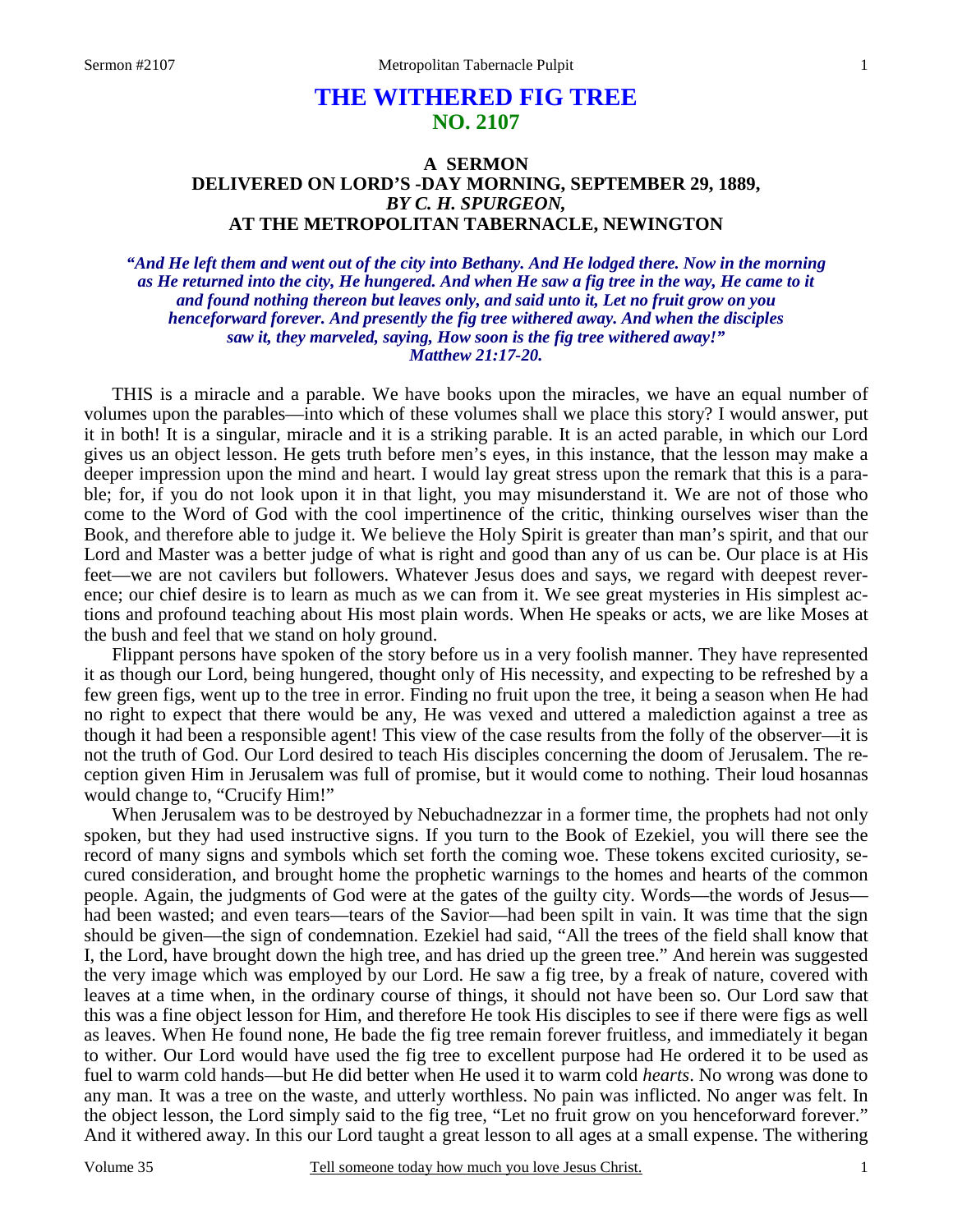# THE WITHERED FIG TREE
## NO. 2107

### A SERMON
### DELIVERED ON LORD'S -DAY MORNING, SEPTEMBER 29, 1889,
### *BY C. H. SPURGEON,*
### AT THE METROPOLITAN TABERNACLE, NEWINGTON

***"And He left them and went out of the city into Bethany. And He lodged there. Now in the morning as He returned into the city, He hungered. And when He saw a fig tree in the way, He came to it and found nothing thereon but leaves only, and said unto it, Let no fruit grow on you henceforward forever. And presently the fig tree withered away. And when the disciples saw it, they marveled, saying, How soon is the fig tree withered away!" Matthew 21:17-20.***

THIS is a miracle and a parable. We have books upon the miracles, we have an equal number of volumes upon the parables—into which of these volumes shall we place this story? I would answer, put it in both! It is a singular, miracle and it is a striking parable. It is an acted parable, in which our Lord gives us an object lesson. He gets truth before men's eyes, in this instance, that the lesson may make a deeper impression upon the mind and heart. I would lay great stress upon the remark that this is a parable; for, if you do not look upon it in that light, you may misunderstand it. We are not of those who come to the Word of God with the cool impertinence of the critic, thinking ourselves wiser than the Book, and therefore able to judge it. We believe the Holy Spirit is greater than man's spirit, and that our Lord and Master was a better judge of what is right and good than any of us can be. Our place is at His feet—we are not cavilers but followers. Whatever Jesus does and says, we regard with deepest reverence; our chief desire is to learn as much as we can from it. We see great mysteries in His simplest actions and profound teaching about His most plain words. When He speaks or acts, we are like Moses at the bush and feel that we stand on holy ground.

Flippant persons have spoken of the story before us in a very foolish manner. They have represented it as though our Lord, being hungered, thought only of His necessity, and expecting to be refreshed by a few green figs, went up to the tree in error. Finding no fruit upon the tree, it being a season when He had no right to expect that there would be any, He was vexed and uttered a malediction against a tree as though it had been a responsible agent! This view of the case results from the folly of the observer—it is not the truth of God. Our Lord desired to teach His disciples concerning the doom of Jerusalem. The reception given Him in Jerusalem was full of promise, but it would come to nothing. Their loud hosannas would change to, "Crucify Him!"

When Jerusalem was to be destroyed by Nebuchadnezzar in a former time, the prophets had not only spoken, but they had used instructive signs. If you turn to the Book of Ezekiel, you will there see the record of many signs and symbols which set forth the coming woe. These tokens excited curiosity, secured consideration, and brought home the prophetic warnings to the homes and hearts of the common people. Again, the judgments of God were at the gates of the guilty city. Words—the words of Jesus—had been wasted; and even tears—tears of the Savior—had been spilt in vain. It was time that the sign should be given—the sign of condemnation. Ezekiel had said, "All the trees of the field shall know that I, the Lord, have brought down the high tree, and has dried up the green tree." And herein was suggested the very image which was employed by our Lord. He saw a fig tree, by a freak of nature, covered with leaves at a time when, in the ordinary course of things, it should not have been so. Our Lord saw that this was a fine object lesson for Him, and therefore He took His disciples to see if there were figs as well as leaves. When He found none, He bade the fig tree remain forever fruitless, and immediately it began to wither. Our Lord would have used the fig tree to excellent purpose had He ordered it to be used as fuel to warm cold hands—but He did better when He used it to warm cold *hearts*. No wrong was done to any man. It was a tree on the waste, and utterly worthless. No pain was inflicted. No anger was felt. In the object lesson, the Lord simply said to the fig tree, "Let no fruit grow on you henceforward forever." And it withered away. In this our Lord taught a great lesson to all ages at a small expense. The withering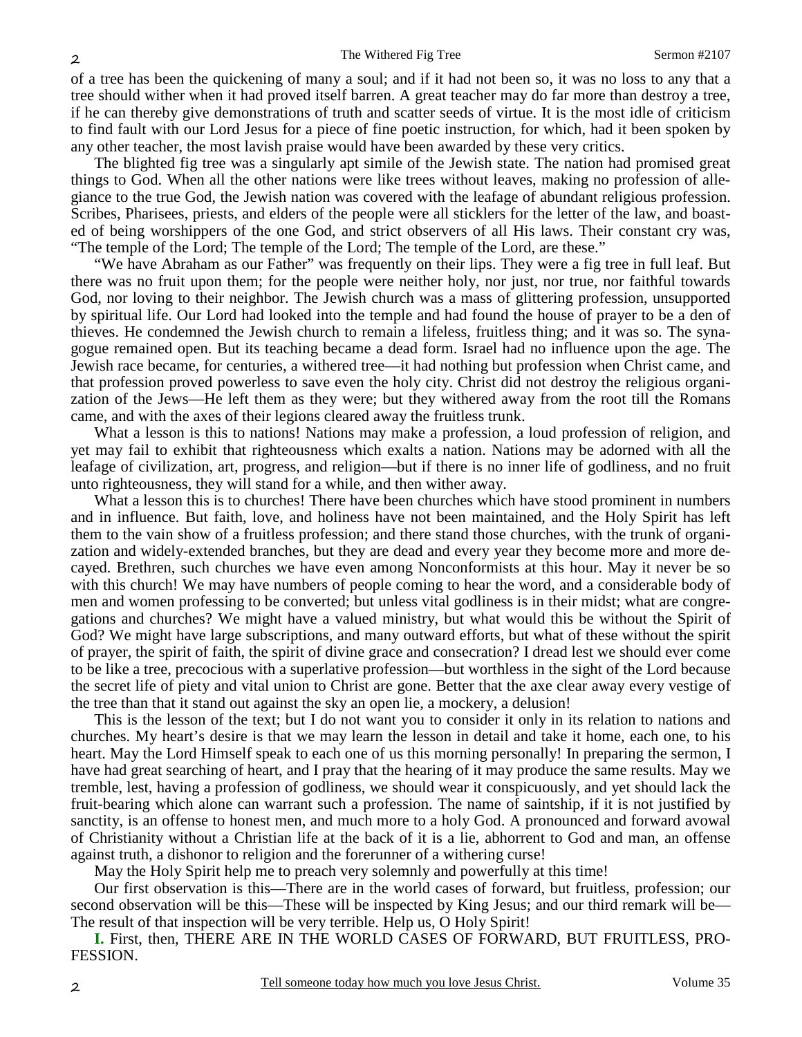of a tree has been the quickening of many a soul; and if it had not been so, it was no loss to any that a tree should wither when it had proved itself barren. A great teacher may do far more than destroy a tree, if he can thereby give demonstrations of truth and scatter seeds of virtue. It is the most idle of criticism to find fault with our Lord Jesus for a piece of fine poetic instruction, for which, had it been spoken by any other teacher, the most lavish praise would have been awarded by these very critics.

The blighted fig tree was a singularly apt simile of the Jewish state. The nation had promised great things to God. When all the other nations were like trees without leaves, making no profession of allegiance to the true God, the Jewish nation was covered with the leafage of abundant religious profession. Scribes, Pharisees, priests, and elders of the people were all sticklers for the letter of the law, and boasted of being worshippers of the one God, and strict observers of all His laws. Their constant cry was, "The temple of the Lord; The temple of the Lord; The temple of the Lord, are these."

"We have Abraham as our Father" was frequently on their lips. They were a fig tree in full leaf. But there was no fruit upon them; for the people were neither holy, nor just, nor true, nor faithful towards God, nor loving to their neighbor. The Jewish church was a mass of glittering profession, unsupported by spiritual life. Our Lord had looked into the temple and had found the house of prayer to be a den of thieves. He condemned the Jewish church to remain a lifeless, fruitless thing; and it was so. The synagogue remained open. But its teaching became a dead form. Israel had no influence upon the age. The Jewish race became, for centuries, a withered tree—it had nothing but profession when Christ came, and that profession proved powerless to save even the holy city. Christ did not destroy the religious organization of the Jews—He left them as they were; but they withered away from the root till the Romans came, and with the axes of their legions cleared away the fruitless trunk.

What a lesson is this to nations! Nations may make a profession, a loud profession of religion, and yet may fail to exhibit that righteousness which exalts a nation. Nations may be adorned with all the leafage of civilization, art, progress, and religion—but if there is no inner life of godliness, and no fruit unto righteousness, they will stand for a while, and then wither away.

What a lesson this is to churches! There have been churches which have stood prominent in numbers and in influence. But faith, love, and holiness have not been maintained, and the Holy Spirit has left them to the vain show of a fruitless profession; and there stand those churches, with the trunk of organization and widely-extended branches, but they are dead and every year they become more and more decayed. Brethren, such churches we have even among Nonconformists at this hour. May it never be so with this church! We may have numbers of people coming to hear the word, and a considerable body of men and women professing to be converted; but unless vital godliness is in their midst; what are congregations and churches? We might have a valued ministry, but what would this be without the Spirit of God? We might have large subscriptions, and many outward efforts, but what of these without the spirit of prayer, the spirit of faith, the spirit of divine grace and consecration? I dread lest we should ever come to be like a tree, precocious with a superlative profession—but worthless in the sight of the Lord because the secret life of piety and vital union to Christ are gone. Better that the axe clear away every vestige of the tree than that it stand out against the sky an open lie, a mockery, a delusion!

This is the lesson of the text; but I do not want you to consider it only in its relation to nations and churches. My heart's desire is that we may learn the lesson in detail and take it home, each one, to his heart. May the Lord Himself speak to each one of us this morning personally! In preparing the sermon, I have had great searching of heart, and I pray that the hearing of it may produce the same results. May we tremble, lest, having a profession of godliness, we should wear it conspicuously, and yet should lack the fruit-bearing which alone can warrant such a profession. The name of saintship, if it is not justified by sanctity, is an offense to honest men, and much more to a holy God. A pronounced and forward avowal of Christianity without a Christian life at the back of it is a lie, abhorrent to God and man, an offense against truth, a dishonor to religion and the forerunner of a withering curse!

May the Holy Spirit help me to preach very solemnly and powerfully at this time!

Our first observation is this—There are in the world cases of forward, but fruitless, profession; our second observation will be this—These will be inspected by King Jesus; and our third remark will be—The result of that inspection will be very terrible. Help us, O Holy Spirit!

**I.** First, then, THERE ARE IN THE WORLD CASES OF FORWARD, BUT FRUITLESS, PROFESSION.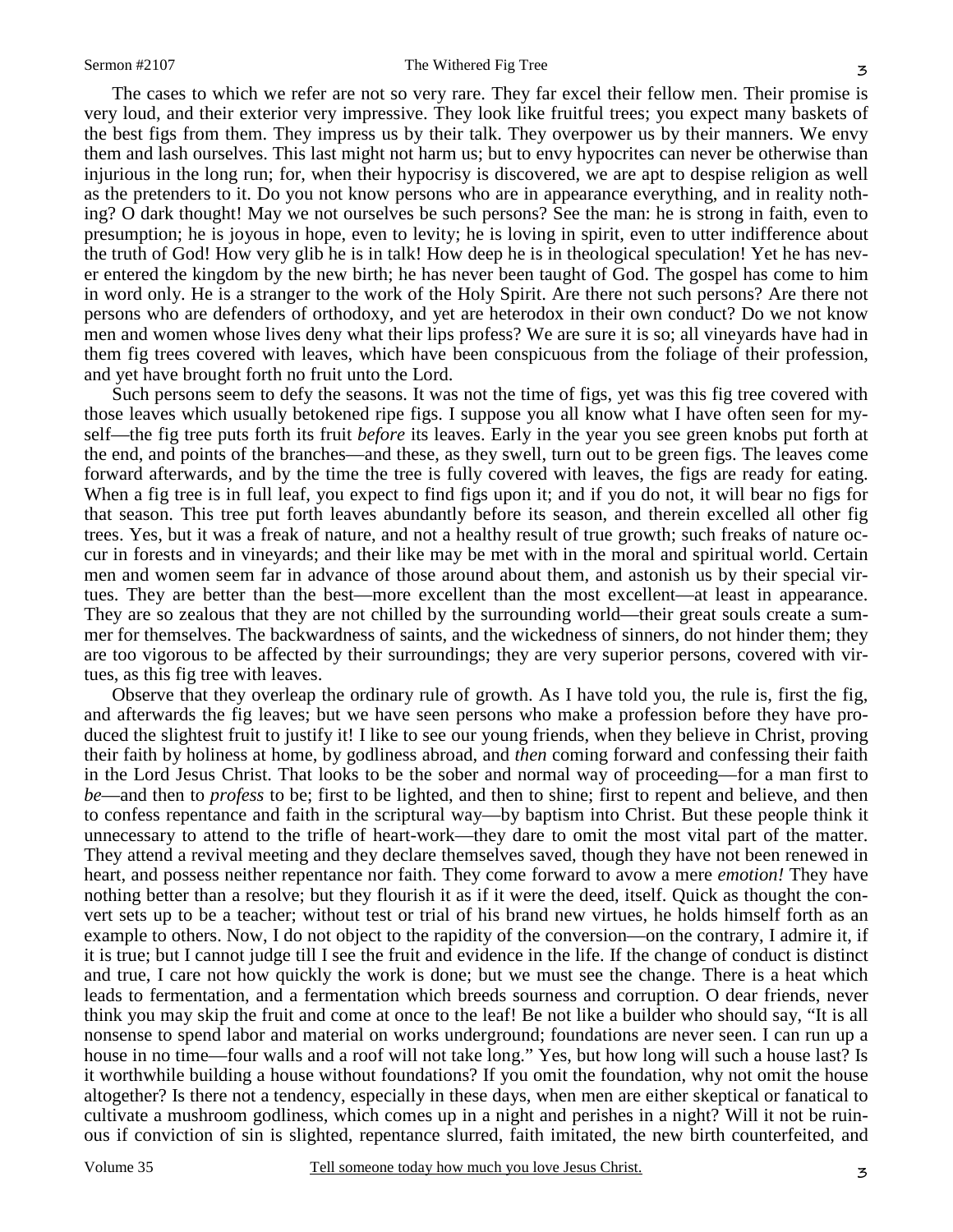The cases to which we refer are not so very rare. They far excel their fellow men. Their promise is very loud, and their exterior very impressive. They look like fruitful trees; you expect many baskets of the best figs from them. They impress us by their talk. They overpower us by their manners. We envy them and lash ourselves. This last might not harm us; but to envy hypocrites can never be otherwise than injurious in the long run; for, when their hypocrisy is discovered, we are apt to despise religion as well as the pretenders to it. Do you not know persons who are in appearance everything, and in reality nothing? O dark thought! May we not ourselves be such persons? See the man: he is strong in faith, even to presumption; he is joyous in hope, even to levity; he is loving in spirit, even to utter indifference about the truth of God! How very glib he is in talk! How deep he is in theological speculation! Yet he has never entered the kingdom by the new birth; he has never been taught of God. The gospel has come to him in word only. He is a stranger to the work of the Holy Spirit. Are there not such persons? Are there not persons who are defenders of orthodoxy, and yet are heterodox in their own conduct? Do we not know men and women whose lives deny what their lips profess? We are sure it is so; all vineyards have had in them fig trees covered with leaves, which have been conspicuous from the foliage of their profession, and yet have brought forth no fruit unto the Lord.

Such persons seem to defy the seasons. It was not the time of figs, yet was this fig tree covered with those leaves which usually betokened ripe figs. I suppose you all know what I have often seen for myself—the fig tree puts forth its fruit *before* its leaves. Early in the year you see green knobs put forth at the end, and points of the branches—and these, as they swell, turn out to be green figs. The leaves come forward afterwards, and by the time the tree is fully covered with leaves, the figs are ready for eating. When a fig tree is in full leaf, you expect to find figs upon it; and if you do not, it will bear no figs for that season. This tree put forth leaves abundantly before its season, and therein excelled all other fig trees. Yes, but it was a freak of nature, and not a healthy result of true growth; such freaks of nature occur in forests and in vineyards; and their like may be met with in the moral and spiritual world. Certain men and women seem far in advance of those around about them, and astonish us by their special virtues. They are better than the best—more excellent than the most excellent—at least in appearance. They are so zealous that they are not chilled by the surrounding world—their great souls create a summer for themselves. The backwardness of saints, and the wickedness of sinners, do not hinder them; they are too vigorous to be affected by their surroundings; they are very superior persons, covered with virtues, as this fig tree with leaves.

Observe that they overleap the ordinary rule of growth. As I have told you, the rule is, first the fig, and afterwards the fig leaves; but we have seen persons who make a profession before they have produced the slightest fruit to justify it! I like to see our young friends, when they believe in Christ, proving their faith by holiness at home, by godliness abroad, and *then* coming forward and confessing their faith in the Lord Jesus Christ. That looks to be the sober and normal way of proceeding—for a man first to *be*—and then to *profess* to be; first to be lighted, and then to shine; first to repent and believe, and then to confess repentance and faith in the scriptural way—by baptism into Christ. But these people think it unnecessary to attend to the trifle of heart-work—they dare to omit the most vital part of the matter. They attend a revival meeting and they declare themselves saved, though they have not been renewed in heart, and possess neither repentance nor faith. They come forward to avow a mere *emotion!* They have nothing better than a resolve; but they flourish it as if it were the deed, itself. Quick as thought the convert sets up to be a teacher; without test or trial of his brand new virtues, he holds himself forth as an example to others. Now, I do not object to the rapidity of the conversion—on the contrary, I admire it, if it is true; but I cannot judge till I see the fruit and evidence in the life. If the change of conduct is distinct and true, I care not how quickly the work is done; but we must see the change. There is a heat which leads to fermentation, and a fermentation which breeds sourness and corruption. O dear friends, never think you may skip the fruit and come at once to the leaf! Be not like a builder who should say, "It is all nonsense to spend labor and material on works underground; foundations are never seen. I can run up a house in no time—four walls and a roof will not take long." Yes, but how long will such a house last? Is it worthwhile building a house without foundations? If you omit the foundation, why not omit the house altogether? Is there not a tendency, especially in these days, when men are either skeptical or fanatical to cultivate a mushroom godliness, which comes up in a night and perishes in a night? Will it not be ruinous if conviction of sin is slighted, repentance slurred, faith imitated, the new birth counterfeited, and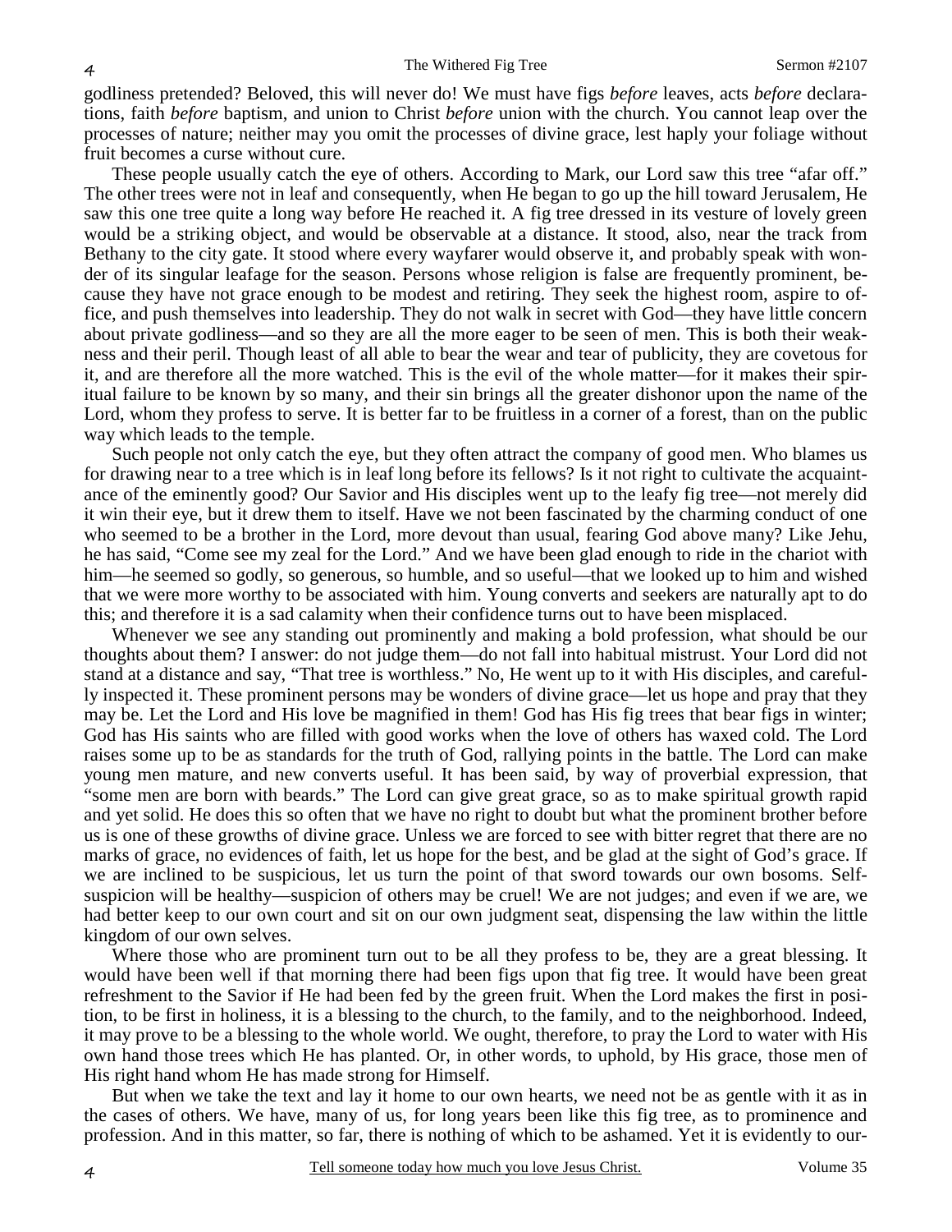godliness pretended? Beloved, this will never do! We must have figs *before* leaves, acts *before* declarations, faith *before* baptism, and union to Christ *before* union with the church. You cannot leap over the processes of nature; neither may you omit the processes of divine grace, lest haply your foliage without fruit becomes a curse without cure.

These people usually catch the eye of others. According to Mark, our Lord saw this tree "afar off." The other trees were not in leaf and consequently, when He began to go up the hill toward Jerusalem, He saw this one tree quite a long way before He reached it. A fig tree dressed in its vesture of lovely green would be a striking object, and would be observable at a distance. It stood, also, near the track from Bethany to the city gate. It stood where every wayfarer would observe it, and probably speak with wonder of its singular leafage for the season. Persons whose religion is false are frequently prominent, because they have not grace enough to be modest and retiring. They seek the highest room, aspire to office, and push themselves into leadership. They do not walk in secret with God—they have little concern about private godliness—and so they are all the more eager to be seen of men. This is both their weakness and their peril. Though least of all able to bear the wear and tear of publicity, they are covetous for it, and are therefore all the more watched. This is the evil of the whole matter—for it makes their spiritual failure to be known by so many, and their sin brings all the greater dishonor upon the name of the Lord, whom they profess to serve. It is better far to be fruitless in a corner of a forest, than on the public way which leads to the temple.

Such people not only catch the eye, but they often attract the company of good men. Who blames us for drawing near to a tree which is in leaf long before its fellows? Is it not right to cultivate the acquaintance of the eminently good? Our Savior and His disciples went up to the leafy fig tree—not merely did it win their eye, but it drew them to itself. Have we not been fascinated by the charming conduct of one who seemed to be a brother in the Lord, more devout than usual, fearing God above many? Like Jehu, he has said, "Come see my zeal for the Lord." And we have been glad enough to ride in the chariot with him—he seemed so godly, so generous, so humble, and so useful—that we looked up to him and wished that we were more worthy to be associated with him. Young converts and seekers are naturally apt to do this; and therefore it is a sad calamity when their confidence turns out to have been misplaced.

Whenever we see any standing out prominently and making a bold profession, what should be our thoughts about them? I answer: do not judge them—do not fall into habitual mistrust. Your Lord did not stand at a distance and say, "That tree is worthless." No, He went up to it with His disciples, and carefully inspected it. These prominent persons may be wonders of divine grace—let us hope and pray that they may be. Let the Lord and His love be magnified in them! God has His fig trees that bear figs in winter; God has His saints who are filled with good works when the love of others has waxed cold. The Lord raises some up to be as standards for the truth of God, rallying points in the battle. The Lord can make young men mature, and new converts useful. It has been said, by way of proverbial expression, that "some men are born with beards." The Lord can give great grace, so as to make spiritual growth rapid and yet solid. He does this so often that we have no right to doubt but what the prominent brother before us is one of these growths of divine grace. Unless we are forced to see with bitter regret that there are no marks of grace, no evidences of faith, let us hope for the best, and be glad at the sight of God's grace. If we are inclined to be suspicious, let us turn the point of that sword towards our own bosoms. Self-suspicion will be healthy—suspicion of others may be cruel! We are not judges; and even if we are, we had better keep to our own court and sit on our own judgment seat, dispensing the law within the little kingdom of our own selves.

Where those who are prominent turn out to be all they profess to be, they are a great blessing. It would have been well if that morning there had been figs upon that fig tree. It would have been great refreshment to the Savior if He had been fed by the green fruit. When the Lord makes the first in position, to be first in holiness, it is a blessing to the church, to the family, and to the neighborhood. Indeed, it may prove to be a blessing to the whole world. We ought, therefore, to pray the Lord to water with His own hand those trees which He has planted. Or, in other words, to uphold, by His grace, those men of His right hand whom He has made strong for Himself.

But when we take the text and lay it home to our own hearts, we need not be as gentle with it as in the cases of others. We have, many of us, for long years been like this fig tree, as to prominence and profession. And in this matter, so far, there is nothing of which to be ashamed. Yet it is evidently to our-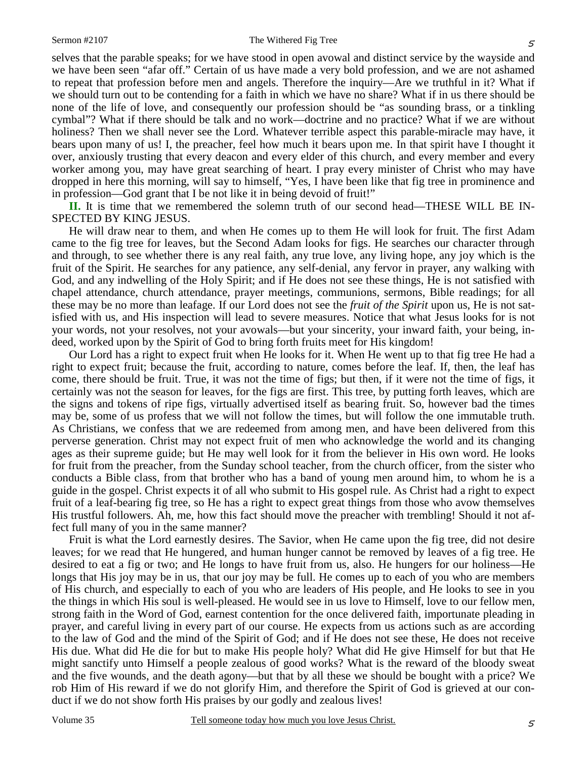selves that the parable speaks; for we have stood in open avowal and distinct service by the wayside and we have been seen "afar off." Certain of us have made a very bold profession, and we are not ashamed to repeat that profession before men and angels. Therefore the inquiry—Are we truthful in it? What if we should turn out to be contending for a faith in which we have no share? What if in us there should be none of the life of love, and consequently our profession should be "as sounding brass, or a tinkling cymbal"? What if there should be talk and no work—doctrine and no practice? What if we are without holiness? Then we shall never see the Lord. Whatever terrible aspect this parable-miracle may have, it bears upon many of us! I, the preacher, feel how much it bears upon me. In that spirit have I thought it over, anxiously trusting that every deacon and every elder of this church, and every member and every worker among you, may have great searching of heart. I pray every minister of Christ who may have dropped in here this morning, will say to himself, "Yes, I have been like that fig tree in prominence and in profession—God grant that I be not like it in being devoid of fruit!"

**II.** It is time that we remembered the solemn truth of our second head—THESE WILL BE INSPECTED BY KING JESUS.

He will draw near to them, and when He comes up to them He will look for fruit. The first Adam came to the fig tree for leaves, but the Second Adam looks for figs. He searches our character through and through, to see whether there is any real faith, any true love, any living hope, any joy which is the fruit of the Spirit. He searches for any patience, any self-denial, any fervor in prayer, any walking with God, and any indwelling of the Holy Spirit; and if He does not see these things, He is not satisfied with chapel attendance, church attendance, prayer meetings, communions, sermons, Bible readings; for all these may be no more than leafage. If our Lord does not see the *fruit of the Spirit* upon us, He is not satisfied with us, and His inspection will lead to severe measures. Notice that what Jesus looks for is not your words, not your resolves, not your avowals—but your sincerity, your inward faith, your being, indeed, worked upon by the Spirit of God to bring forth fruits meet for His kingdom!

Our Lord has a right to expect fruit when He looks for it. When He went up to that fig tree He had a right to expect fruit; because the fruit, according to nature, comes before the leaf. If, then, the leaf has come, there should be fruit. True, it was not the time of figs; but then, if it were not the time of figs, it certainly was not the season for leaves, for the figs are first. This tree, by putting forth leaves, which are the signs and tokens of ripe figs, virtually advertised itself as bearing fruit. So, however bad the times may be, some of us profess that we will not follow the times, but will follow the one immutable truth. As Christians, we confess that we are redeemed from among men, and have been delivered from this perverse generation. Christ may not expect fruit of men who acknowledge the world and its changing ages as their supreme guide; but He may well look for it from the believer in His own word. He looks for fruit from the preacher, from the Sunday school teacher, from the church officer, from the sister who conducts a Bible class, from that brother who has a band of young men around him, to whom he is a guide in the gospel. Christ expects it of all who submit to His gospel rule. As Christ had a right to expect fruit of a leaf-bearing fig tree, so He has a right to expect great things from those who avow themselves His trustful followers. Ah, me, how this fact should move the preacher with trembling! Should it not affect full many of you in the same manner?

Fruit is what the Lord earnestly desires. The Savior, when He came upon the fig tree, did not desire leaves; for we read that He hungered, and human hunger cannot be removed by leaves of a fig tree. He desired to eat a fig or two; and He longs to have fruit from us, also. He hungers for our holiness—He longs that His joy may be in us, that our joy may be full. He comes up to each of you who are members of His church, and especially to each of you who are leaders of His people, and He looks to see in you the things in which His soul is well-pleased. He would see in us love to Himself, love to our fellow men, strong faith in the Word of God, earnest contention for the once delivered faith, importunate pleading in prayer, and careful living in every part of our course. He expects from us actions such as are according to the law of God and the mind of the Spirit of God; and if He does not see these, He does not receive His due. What did He die for but to make His people holy? What did He give Himself for but that He might sanctify unto Himself a people zealous of good works? What is the reward of the bloody sweat and the five wounds, and the death agony—but that by all these we should be bought with a price? We rob Him of His reward if we do not glorify Him, and therefore the Spirit of God is grieved at our conduct if we do not show forth His praises by our godly and zealous lives!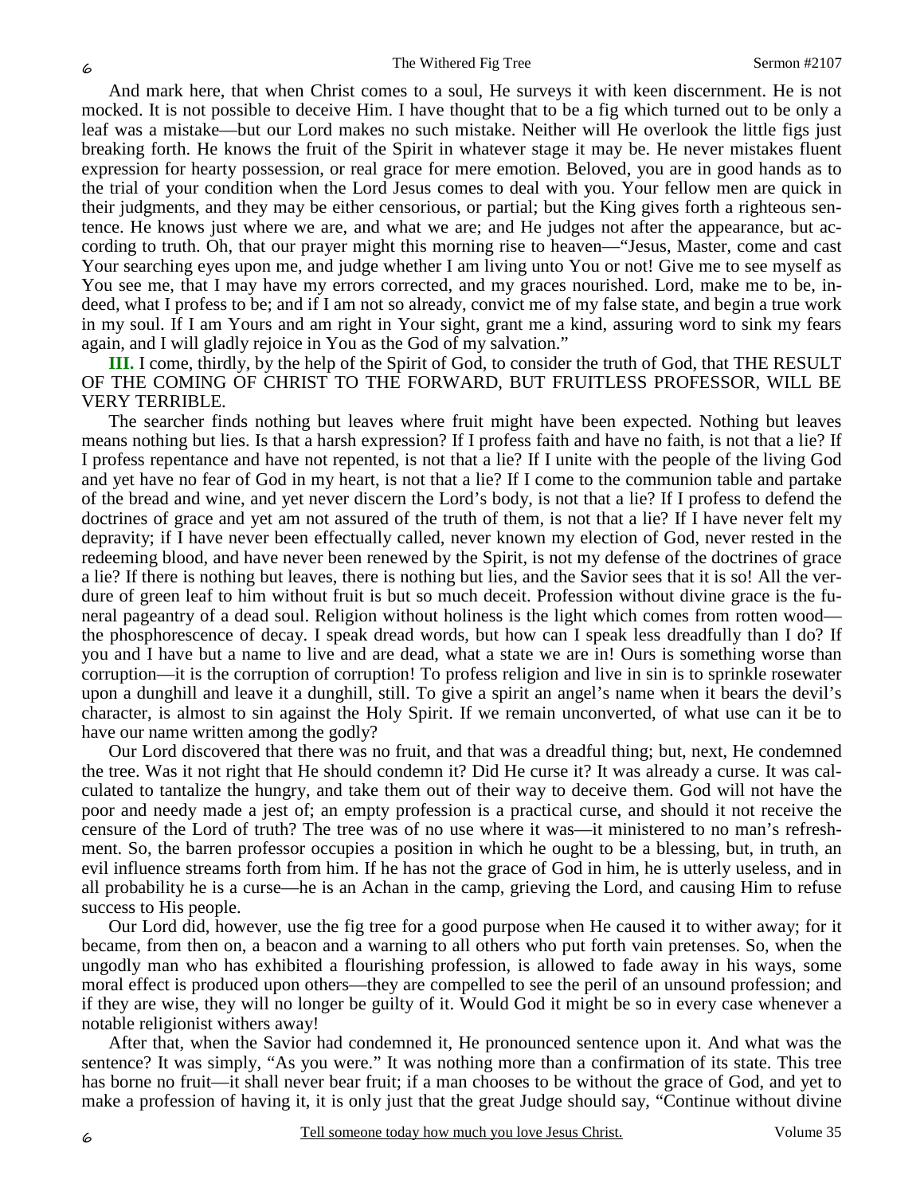And mark here, that when Christ comes to a soul, He surveys it with keen discernment. He is not mocked. It is not possible to deceive Him. I have thought that to be a fig which turned out to be only a leaf was a mistake—but our Lord makes no such mistake. Neither will He overlook the little figs just breaking forth. He knows the fruit of the Spirit in whatever stage it may be. He never mistakes fluent expression for hearty possession, or real grace for mere emotion. Beloved, you are in good hands as to the trial of your condition when the Lord Jesus comes to deal with you. Your fellow men are quick in their judgments, and they may be either censorious, or partial; but the King gives forth a righteous sentence. He knows just where we are, and what we are; and He judges not after the appearance, but according to truth. Oh, that our prayer might this morning rise to heaven—"Jesus, Master, come and cast Your searching eyes upon me, and judge whether I am living unto You or not! Give me to see myself as You see me, that I may have my errors corrected, and my graces nourished. Lord, make me to be, indeed, what I profess to be; and if I am not so already, convict me of my false state, and begin a true work in my soul. If I am Yours and am right in Your sight, grant me a kind, assuring word to sink my fears again, and I will gladly rejoice in You as the God of my salvation."

**III.** I come, thirdly, by the help of the Spirit of God, to consider the truth of God, that THE RESULT OF THE COMING OF CHRIST TO THE FORWARD, BUT FRUITLESS PROFESSOR, WILL BE VERY TERRIBLE.

The searcher finds nothing but leaves where fruit might have been expected. Nothing but leaves means nothing but lies. Is that a harsh expression? If I profess faith and have no faith, is not that a lie? If I profess repentance and have not repented, is not that a lie? If I unite with the people of the living God and yet have no fear of God in my heart, is not that a lie? If I come to the communion table and partake of the bread and wine, and yet never discern the Lord's body, is not that a lie? If I profess to defend the doctrines of grace and yet am not assured of the truth of them, is not that a lie? If I have never felt my depravity; if I have never been effectually called, never known my election of God, never rested in the redeeming blood, and have never been renewed by the Spirit, is not my defense of the doctrines of grace a lie? If there is nothing but leaves, there is nothing but lies, and the Savior sees that it is so! All the verdure of green leaf to him without fruit is but so much deceit. Profession without divine grace is the funeral pageantry of a dead soul. Religion without holiness is the light which comes from rotten wood—the phosphorescence of decay. I speak dread words, but how can I speak less dreadfully than I do? If you and I have but a name to live and are dead, what a state we are in! Ours is something worse than corruption—it is the corruption of corruption! To profess religion and live in sin is to sprinkle rosewater upon a dunghill and leave it a dunghill, still. To give a spirit an angel's name when it bears the devil's character, is almost to sin against the Holy Spirit. If we remain unconverted, of what use can it be to have our name written among the godly?

Our Lord discovered that there was no fruit, and that was a dreadful thing; but, next, He condemned the tree. Was it not right that He should condemn it? Did He curse it? It was already a curse. It was calculated to tantalize the hungry, and take them out of their way to deceive them. God will not have the poor and needy made a jest of; an empty profession is a practical curse, and should it not receive the censure of the Lord of truth? The tree was of no use where it was—it ministered to no man's refreshment. So, the barren professor occupies a position in which he ought to be a blessing, but, in truth, an evil influence streams forth from him. If he has not the grace of God in him, he is utterly useless, and in all probability he is a curse—he is an Achan in the camp, grieving the Lord, and causing Him to refuse success to His people.

Our Lord did, however, use the fig tree for a good purpose when He caused it to wither away; for it became, from then on, a beacon and a warning to all others who put forth vain pretenses. So, when the ungodly man who has exhibited a flourishing profession, is allowed to fade away in his ways, some moral effect is produced upon others—they are compelled to see the peril of an unsound profession; and if they are wise, they will no longer be guilty of it. Would God it might be so in every case whenever a notable religionist withers away!

After that, when the Savior had condemned it, He pronounced sentence upon it. And what was the sentence? It was simply, "As you were." It was nothing more than a confirmation of its state. This tree has borne no fruit—it shall never bear fruit; if a man chooses to be without the grace of God, and yet to make a profession of having it, it is only just that the great Judge should say, "Continue without divine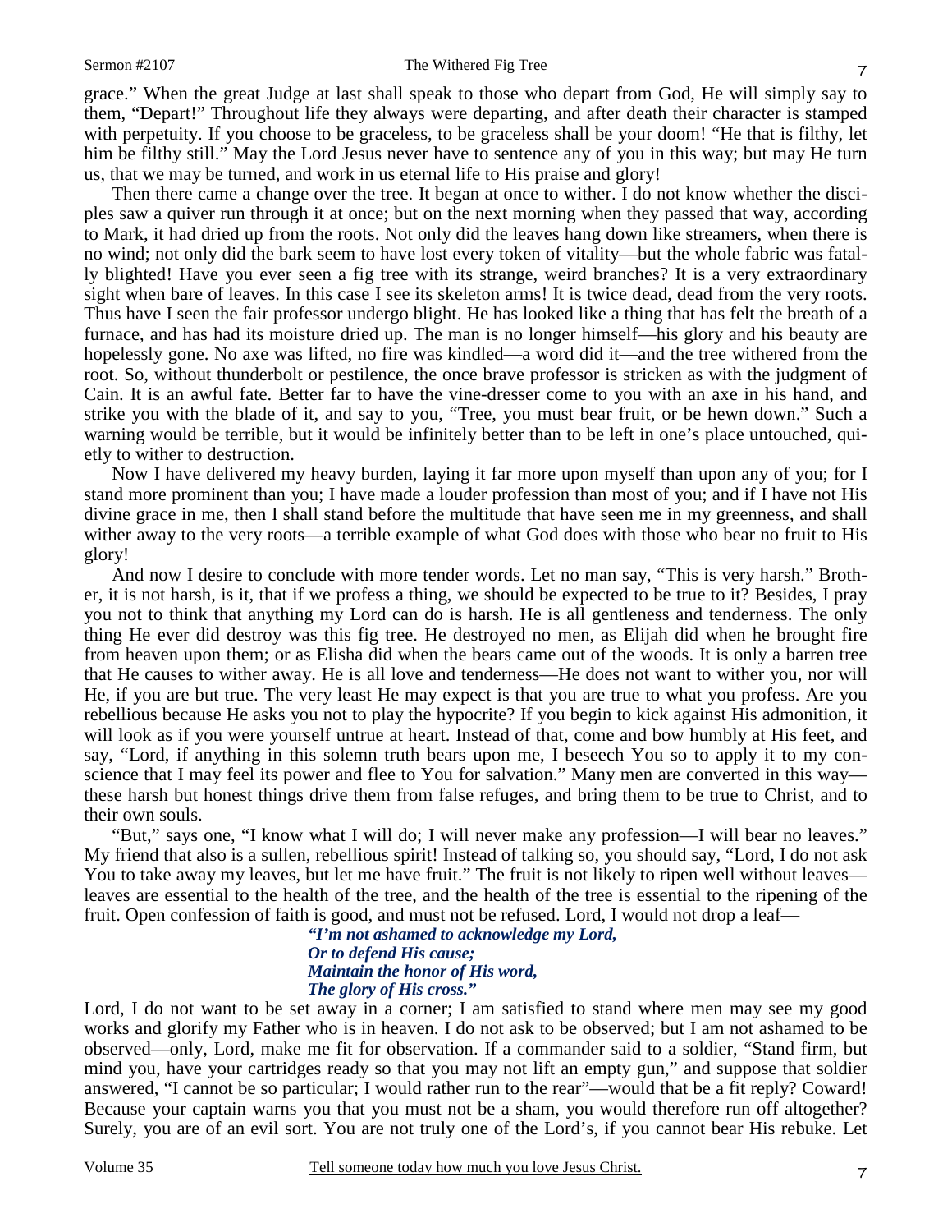grace." When the great Judge at last shall speak to those who depart from God, He will simply say to them, "Depart!" Throughout life they always were departing, and after death their character is stamped with perpetuity. If you choose to be graceless, to be graceless shall be your doom! "He that is filthy, let him be filthy still." May the Lord Jesus never have to sentence any of you in this way; but may He turn us, that we may be turned, and work in us eternal life to His praise and glory!

Then there came a change over the tree. It began at once to wither. I do not know whether the disciples saw a quiver run through it at once; but on the next morning when they passed that way, according to Mark, it had dried up from the roots. Not only did the leaves hang down like streamers, when there is no wind; not only did the bark seem to have lost every token of vitality—but the whole fabric was fatally blighted! Have you ever seen a fig tree with its strange, weird branches? It is a very extraordinary sight when bare of leaves. In this case I see its skeleton arms! It is twice dead, dead from the very roots. Thus have I seen the fair professor undergo blight. He has looked like a thing that has felt the breath of a furnace, and has had its moisture dried up. The man is no longer himself—his glory and his beauty are hopelessly gone. No axe was lifted, no fire was kindled—a word did it—and the tree withered from the root. So, without thunderbolt or pestilence, the once brave professor is stricken as with the judgment of Cain. It is an awful fate. Better far to have the vine-dresser come to you with an axe in his hand, and strike you with the blade of it, and say to you, "Tree, you must bear fruit, or be hewn down." Such a warning would be terrible, but it would be infinitely better than to be left in one's place untouched, quietly to wither to destruction.

Now I have delivered my heavy burden, laying it far more upon myself than upon any of you; for I stand more prominent than you; I have made a louder profession than most of you; and if I have not His divine grace in me, then I shall stand before the multitude that have seen me in my greenness, and shall wither away to the very roots—a terrible example of what God does with those who bear no fruit to His glory!

And now I desire to conclude with more tender words. Let no man say, "This is very harsh." Brother, it is not harsh, is it, that if we profess a thing, we should be expected to be true to it? Besides, I pray you not to think that anything my Lord can do is harsh. He is all gentleness and tenderness. The only thing He ever did destroy was this fig tree. He destroyed no men, as Elijah did when he brought fire from heaven upon them; or as Elisha did when the bears came out of the woods. It is only a barren tree that He causes to wither away. He is all love and tenderness—He does not want to wither you, nor will He, if you are but true. The very least He may expect is that you are true to what you profess. Are you rebellious because He asks you not to play the hypocrite? If you begin to kick against His admonition, it will look as if you were yourself untrue at heart. Instead of that, come and bow humbly at His feet, and say, "Lord, if anything in this solemn truth bears upon me, I beseech You so to apply it to my conscience that I may feel its power and flee to You for salvation." Many men are converted in this way—these harsh but honest things drive them from false refuges, and bring them to be true to Christ, and to their own souls.

"But," says one, "I know what I will do; I will never make any profession—I will bear no leaves." My friend that also is a sullen, rebellious spirit! Instead of talking so, you should say, "Lord, I do not ask You to take away my leaves, but let me have fruit." The fruit is not likely to ripen well without leaves—leaves are essential to the health of the tree, and the health of the tree is essential to the ripening of the fruit. Open confession of faith is good, and must not be refused. Lord, I would not drop a leaf—

> ***"I'm not ashamed to acknowledge my Lord,***
> ***Or to defend His cause;***
> ***Maintain the honor of His word,***
> ***The glory of His cross."***

Lord, I do not want to be set away in a corner; I am satisfied to stand where men may see my good works and glorify my Father who is in heaven. I do not ask to be observed; but I am not ashamed to be observed—only, Lord, make me fit for observation. If a commander said to a soldier, "Stand firm, but mind you, have your cartridges ready so that you may not lift an empty gun," and suppose that soldier answered, "I cannot be so particular; I would rather run to the rear"—would that be a fit reply? Coward! Because your captain warns you that you must not be a sham, you would therefore run off altogether? Surely, you are of an evil sort. You are not truly one of the Lord's, if you cannot bear His rebuke. Let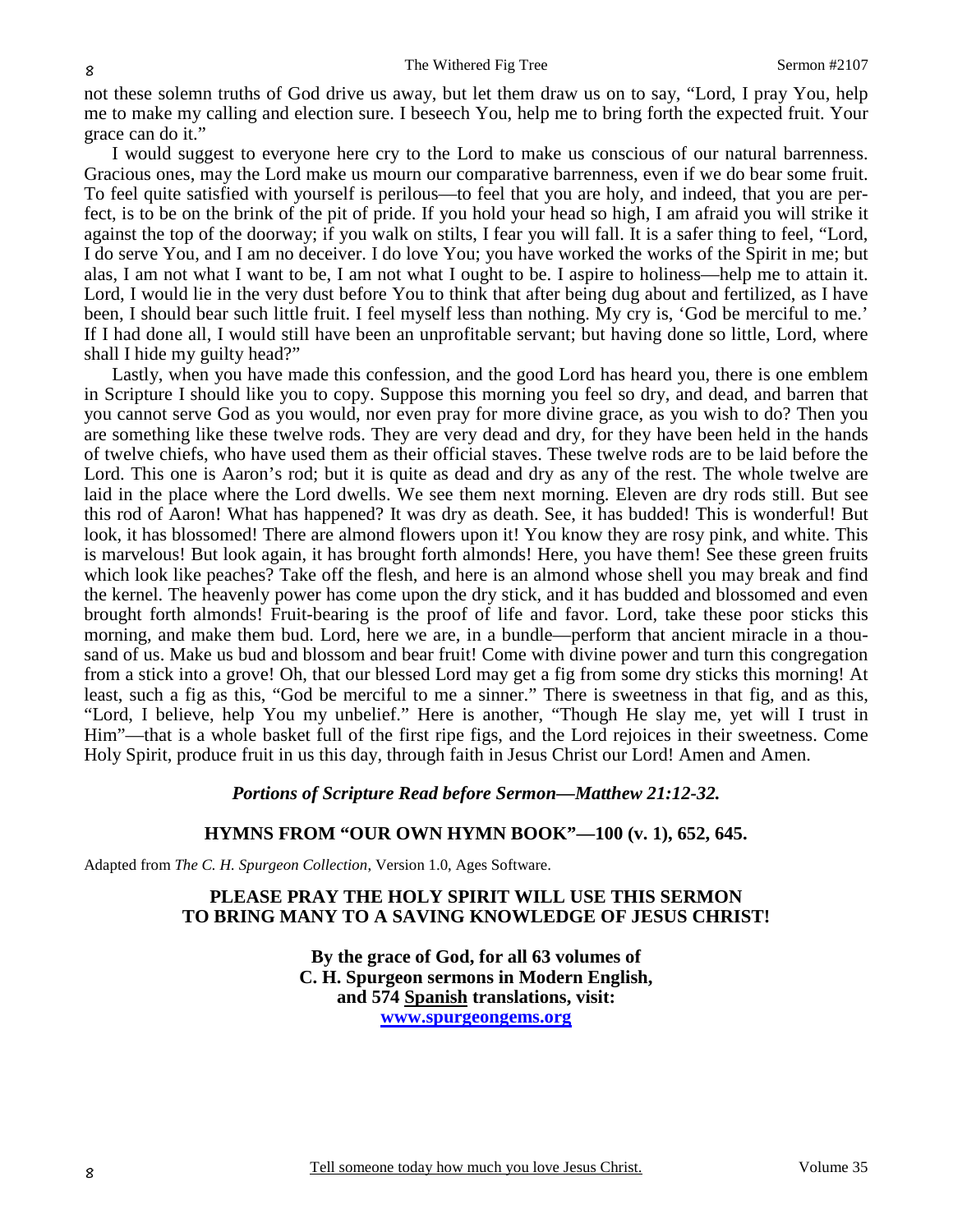not these solemn truths of God drive us away, but let them draw us on to say, "Lord, I pray You, help me to make my calling and election sure. I beseech You, help me to bring forth the expected fruit. Your grace can do it."

I would suggest to everyone here cry to the Lord to make us conscious of our natural barrenness. Gracious ones, may the Lord make us mourn our comparative barrenness, even if we do bear some fruit. To feel quite satisfied with yourself is perilous—to feel that you are holy, and indeed, that you are perfect, is to be on the brink of the pit of pride. If you hold your head so high, I am afraid you will strike it against the top of the doorway; if you walk on stilts, I fear you will fall. It is a safer thing to feel, "Lord, I do serve You, and I am no deceiver. I do love You; you have worked the works of the Spirit in me; but alas, I am not what I want to be, I am not what I ought to be. I aspire to holiness—help me to attain it. Lord, I would lie in the very dust before You to think that after being dug about and fertilized, as I have been, I should bear such little fruit. I feel myself less than nothing. My cry is, 'God be merciful to me.' If I had done all, I would still have been an unprofitable servant; but having done so little, Lord, where shall I hide my guilty head?"

Lastly, when you have made this confession, and the good Lord has heard you, there is one emblem in Scripture I should like you to copy. Suppose this morning you feel so dry, and dead, and barren that you cannot serve God as you would, nor even pray for more divine grace, as you wish to do? Then you are something like these twelve rods. They are very dead and dry, for they have been held in the hands of twelve chiefs, who have used them as their official staves. These twelve rods are to be laid before the Lord. This one is Aaron's rod; but it is quite as dead and dry as any of the rest. The whole twelve are laid in the place where the Lord dwells. We see them next morning. Eleven are dry rods still. But see this rod of Aaron! What has happened? It was dry as death. See, it has budded! This is wonderful! But look, it has blossomed! There are almond flowers upon it! You know they are rosy pink, and white. This is marvelous! But look again, it has brought forth almonds! Here, you have them! See these green fruits which look like peaches? Take off the flesh, and here is an almond whose shell you may break and find the kernel. The heavenly power has come upon the dry stick, and it has budded and blossomed and even brought forth almonds! Fruit-bearing is the proof of life and favor. Lord, take these poor sticks this morning, and make them bud. Lord, here we are, in a bundle—perform that ancient miracle in a thousand of us. Make us bud and blossom and bear fruit! Come with divine power and turn this congregation from a stick into a grove! Oh, that our blessed Lord may get a fig from some dry sticks this morning! At least, such a fig as this, "God be merciful to me a sinner." There is sweetness in that fig, and as this, "Lord, I believe, help You my unbelief." Here is another, "Though He slay me, yet will I trust in Him"—that is a whole basket full of the first ripe figs, and the Lord rejoices in their sweetness. Come Holy Spirit, produce fruit in us this day, through faith in Jesus Christ our Lord! Amen and Amen.

***Portions of Scripture Read before Sermon—Matthew 21:12-32.***

**HYMNS FROM "OUR OWN HYMN BOOK"—100 (v. 1), 652, 645.**

Adapted from *The C. H. Spurgeon Collection*, Version 1.0, Ages Software.

**PLEASE PRAY THE HOLY SPIRIT WILL USE THIS SERMON TO BRING MANY TO A SAVING KNOWLEDGE OF JESUS CHRIST!**

**By the grace of God, for all 63 volumes of C. H. Spurgeon sermons in Modern English, and 574 Spanish translations, visit: www.spurgeongems.org**

Tell someone today how much you love Jesus Christ.